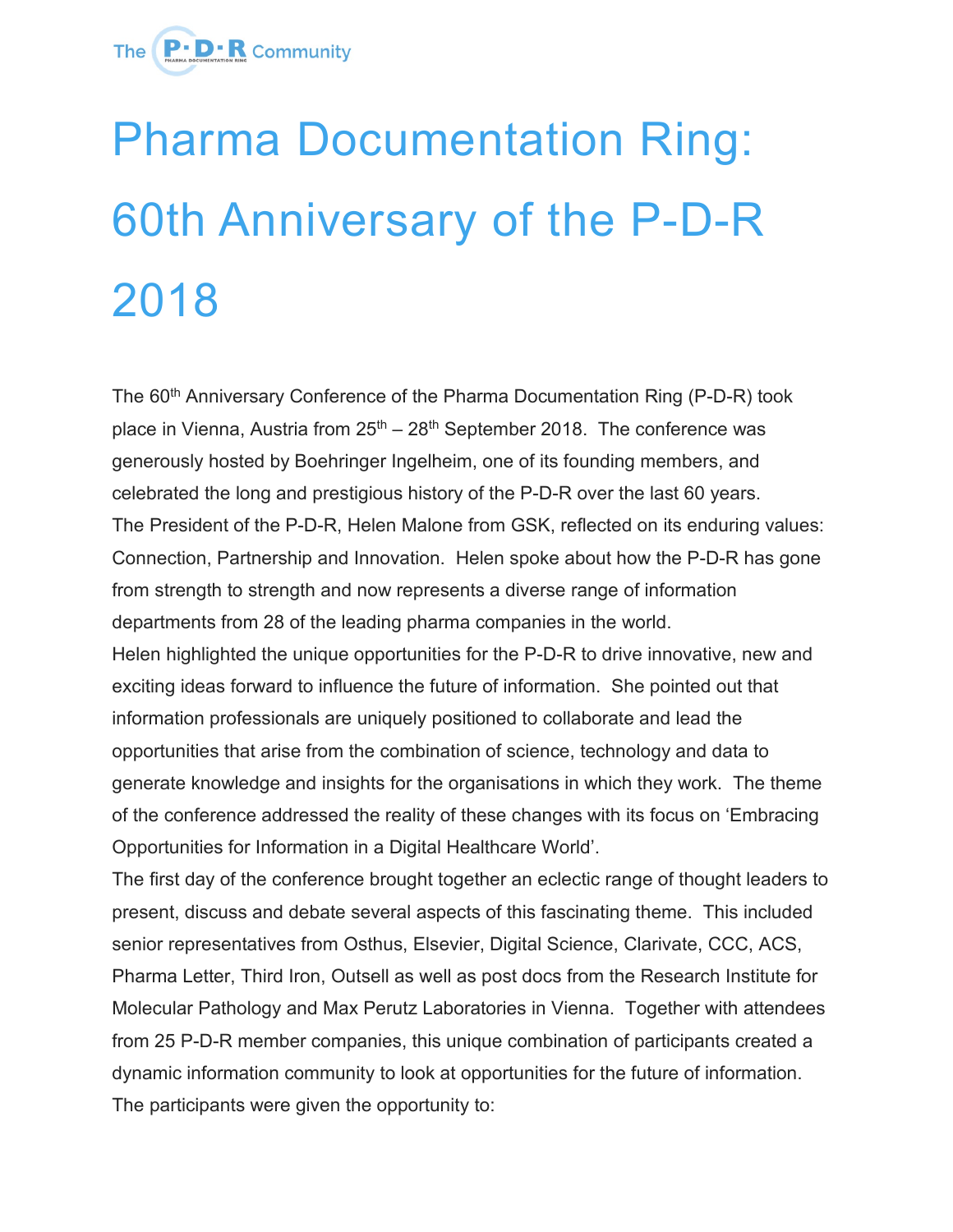The P·D·R Community

# Pharma Documentation Ring: 60th Anniversary of the P-D-R 2018

The 60th Anniversary Conference of the Pharma Documentation Ring (P-D-R) took place in Vienna, Austria from 25th – 28th September 2018. The conference was generously hosted by Boehringer Ingelheim, one of its founding members, and celebrated the long and prestigious history of the P-D-R over the last 60 years.

The President of the P-D-R, Helen Malone from GSK, reflected on its enduring values: Connection, Partnership and Innovation. Helen spoke about how the P-D-R has gone from strength to strength and now represents a diverse range of information departments from 28 of the leading pharma companies in the world.

Helen highlighted the unique opportunities for the P-D-R to drive innovative, new and exciting ideas forward to influence the future of information. She pointed out that information professionals are uniquely positioned to collaborate and lead the opportunities that arise from the combination of science, technology and data to generate knowledge and insights for the organisations in which they work. The theme of the conference addressed the reality of these changes with its focus on 'Embracing Opportunities for Information in a Digital Healthcare World'.

The first day of the conference brought together an eclectic range of thought leaders to present, discuss and debate several aspects of this fascinating theme. This included senior representatives from Osthus, Elsevier, Digital Science, Clarivate, CCC, ACS, Pharma Letter, Third Iron, Outsell as well as post docs from the Research Institute for Molecular Pathology and Max Perutz Laboratories in Vienna. Together with attendees from 25 P-D-R member companies, this unique combination of participants created a dynamic information community to look at opportunities for the future of information.

The participants were given the opportunity to: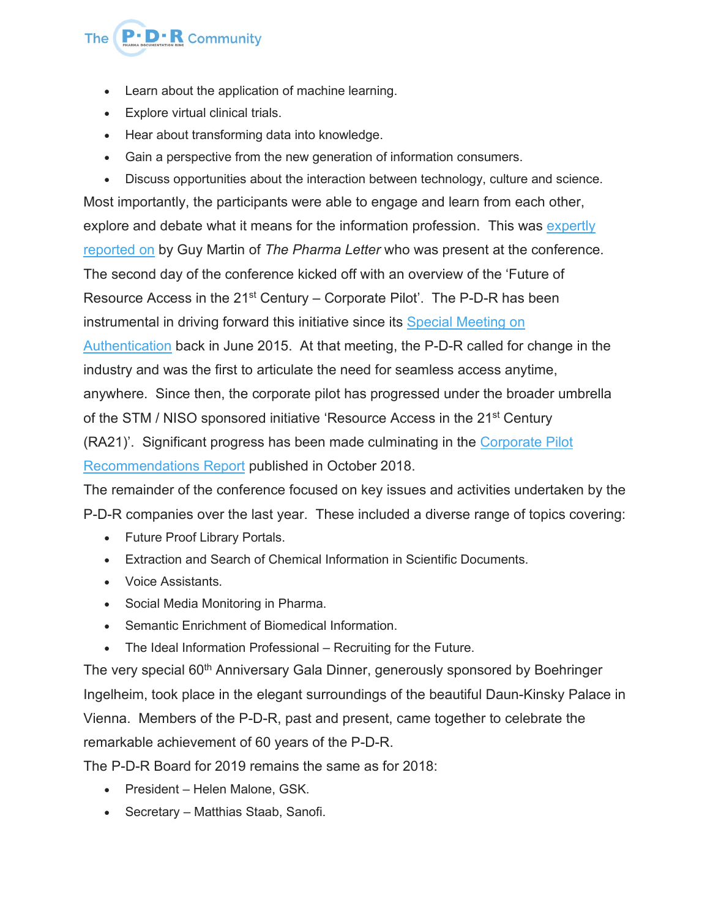- Learn about the application of machine learning.
- Explore virtual clinical trials.
- Hear about transforming data into knowledge.
- Gain a perspective from the new generation of information consumers.
- Discuss opportunities about the interaction between technology, culture and science.

Most importantly, the participants were able to engage and learn from each other, explore and debate what it means for the information profession. This was expertly reported on by Guy Martin of *The Pharma Letter* who was present at the conference.

The second day of the conference kicked off with an overview of the 'Future of Resource Access in the 21st Century – Corporate Pilot'. The P-D-R has been instrumental in driving forward this initiative since its Special Meeting on Authentication back in June 2015. At that meeting, the P-D-R called for change in the industry and was the first to articulate the need for seamless access anytime, anywhere. Since then, the corporate pilot has progressed under the broader umbrella of the STM / NISO sponsored initiative 'Resource Access in the 21st Century (RA21)'. Significant progress has been made culminating in the Corporate Pilot Recommendations Report published in October 2018.

The remainder of the conference focused on key issues and activities undertaken by the P-D-R companies over the last year. These included a diverse range of topics covering:

- Future Proof Library Portals.
- Extraction and Search of Chemical Information in Scientific Documents.
- Voice Assistants.
- Social Media Monitoring in Pharma.
- Semantic Enrichment of Biomedical Information.
- The Ideal Information Professional – Recruiting for the Future.

The very special 60th Anniversary Gala Dinner, generously sponsored by Boehringer Ingelheim, took place in the elegant surroundings of the beautiful Daun-Kinsky Palace in Vienna. Members of the P-D-R, past and present, came together to celebrate the remarkable achievement of 60 years of the P-D-R.

The P-D-R Board for 2019 remains the same as for 2018:

- President – Helen Malone, GSK.
- Secretary – Matthias Staab, Sanofi.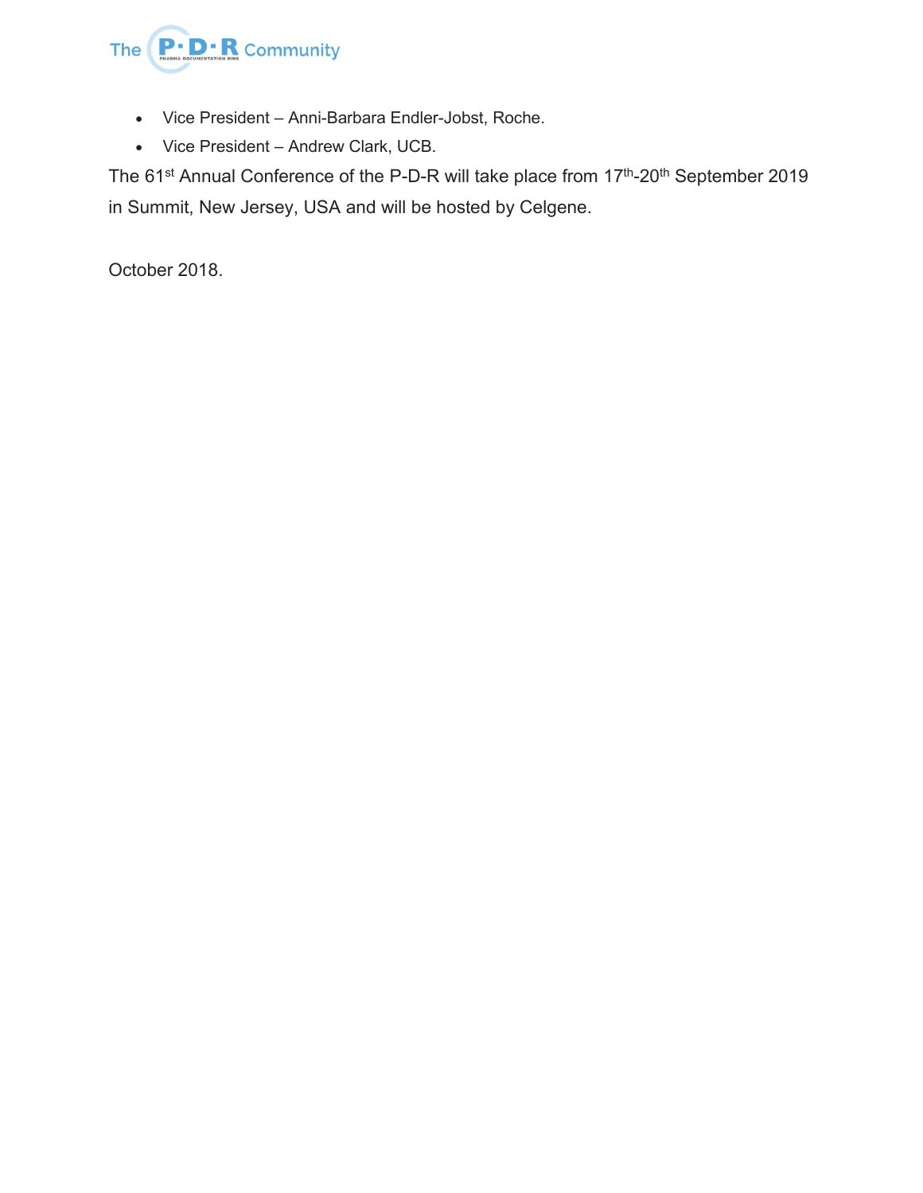- Vice President – Anni-Barbara Endler-Jobst, Roche.
- Vice President – Andrew Clark, UCB.

The 61st Annual Conference of the P-D-R will take place from 17th-20th September 2019 in Summit, New Jersey, USA and will be hosted by Celgene.

October 2018.